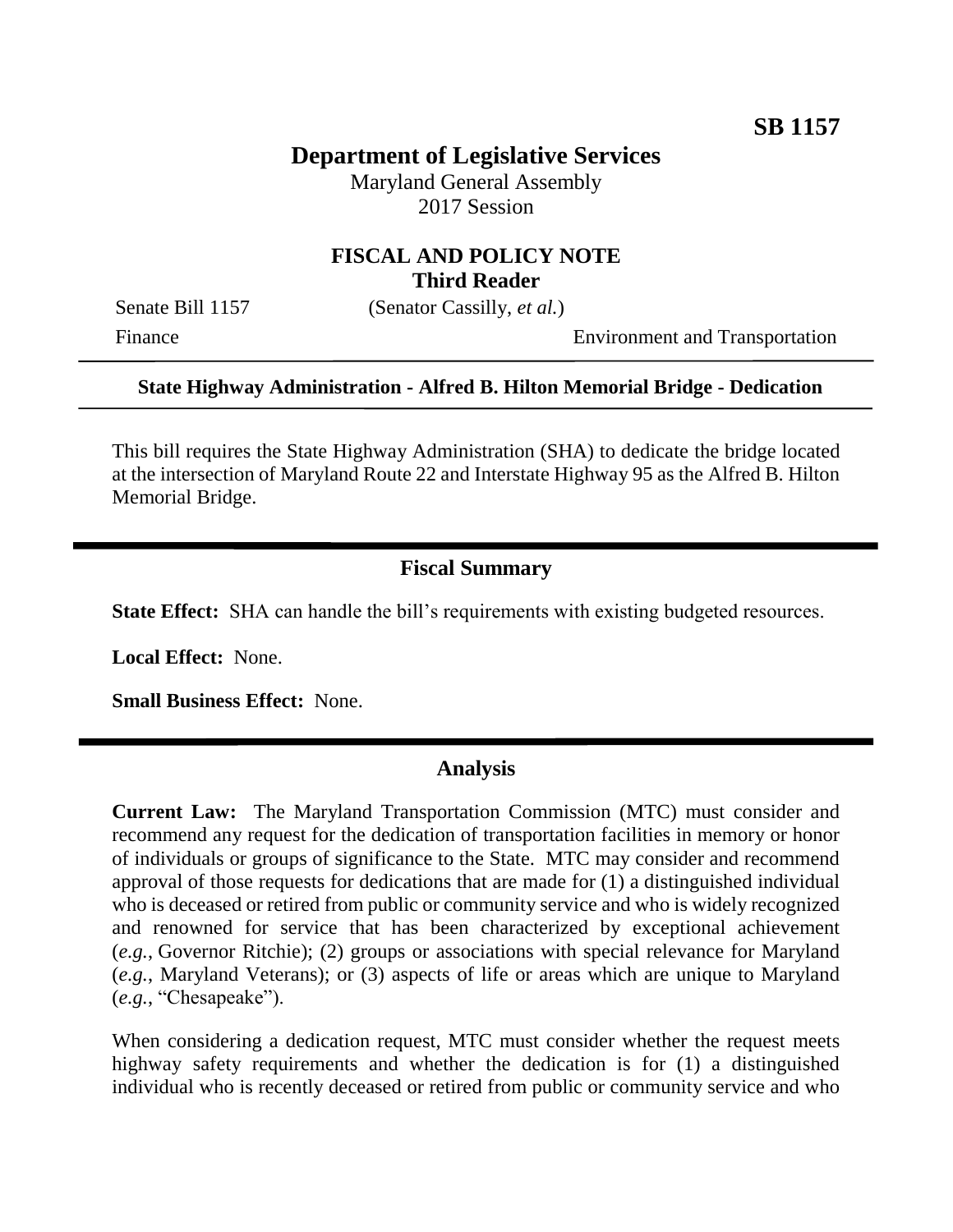**SB 1157**

# Department of Legislative Services

Maryland General Assembly
2017 Session

## FISCAL AND POLICY NOTE
**Third Reader**

Senate Bill 1157 (Senator Cassilly, *et al.*)
Finance Environment and Transportation

---

**State Highway Administration - Alfred B. Hilton Memorial Bridge - Dedication**

---

This bill requires the State Highway Administration (SHA) to dedicate the bridge located at the intersection of Maryland Route 22 and Interstate Highway 95 as the Alfred B. Hilton Memorial Bridge.

## Fiscal Summary

**State Effect:** SHA can handle the bill's requirements with existing budgeted resources.

**Local Effect:** None.

**Small Business Effect:** None.

## Analysis

**Current Law:** The Maryland Transportation Commission (MTC) must consider and recommend any request for the dedication of transportation facilities in memory or honor of individuals or groups of significance to the State. MTC may consider and recommend approval of those requests for dedications that are made for (1) a distinguished individual who is deceased or retired from public or community service and who is widely recognized and renowned for service that has been characterized by exceptional achievement (*e.g.*, Governor Ritchie); (2) groups or associations with special relevance for Maryland (*e.g.*, Maryland Veterans); or (3) aspects of life or areas which are unique to Maryland (*e.g.*, "Chesapeake").

When considering a dedication request, MTC must consider whether the request meets highway safety requirements and whether the dedication is for (1) a distinguished individual who is recently deceased or retired from public or community service and who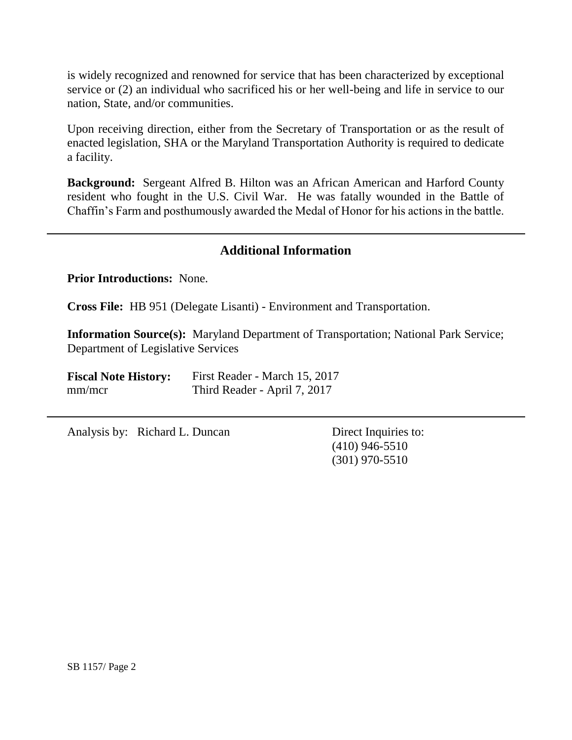is widely recognized and renowned for service that has been characterized by exceptional service or (2) an individual who sacrificed his or her well-being and life in service to our nation, State, and/or communities.

Upon receiving direction, either from the Secretary of Transportation or as the result of enacted legislation, SHA or the Maryland Transportation Authority is required to dedicate a facility.

**Background:** Sergeant Alfred B. Hilton was an African American and Harford County resident who fought in the U.S. Civil War. He was fatally wounded in the Battle of Chaffin's Farm and posthumously awarded the Medal of Honor for his actions in the battle.

---

## Additional Information

**Prior Introductions:** None.

**Cross File:** HB 951 (Delegate Lisanti) - Environment and Transportation.

**Information Source(s):** Maryland Department of Transportation; National Park Service; Department of Legislative Services

**Fiscal Note History:** First Reader - March 15, 2017
mm/mcr Third Reader - April 7, 2017

---

Analysis by: Richard L. Duncan

Direct Inquiries to:
(410) 946-5510
(301) 970-5510